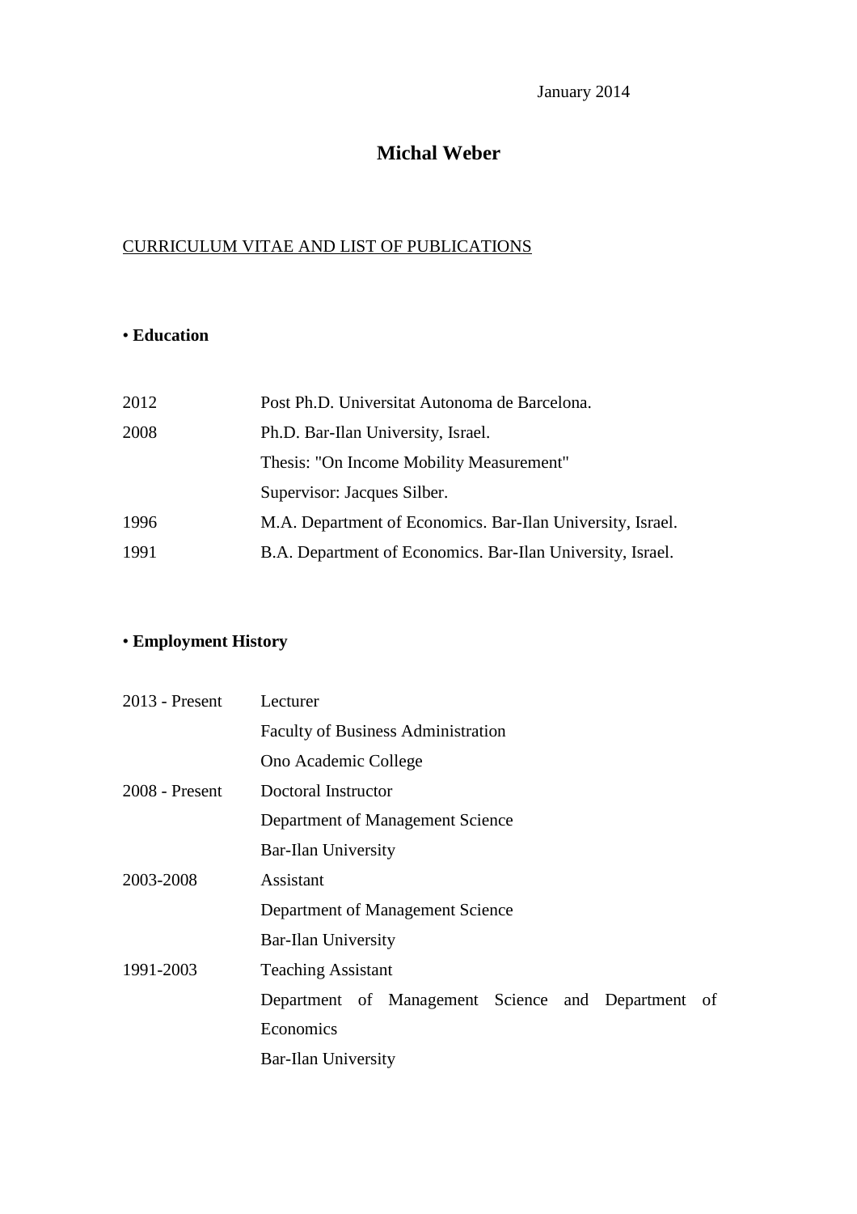January 2014

# Michal Weber

CURRICULUM VITAE AND LIST OF PUBLICATIONS

## • Education

| | |
|---|---|
| 2012 | Post Ph.D. Universitat Autonoma de Barcelona. |
| 2008 | Ph.D. Bar-Ilan University, Israel. |
| | Thesis: "On Income Mobility Measurement" |
| | Supervisor: Jacques Silber. |
| 1996 | M.A. Department of Economics. Bar-Ilan University, Israel. |
| 1991 | B.A. Department of Economics. Bar-Ilan University, Israel. |

## • Employment History

| | |
|---|---|
| 2013 - Present | Lecturer |
| | Faculty of Business Administration |
| | Ono Academic College |
| 2008 - Present | Doctoral Instructor |
| | Department of Management Science |
| | Bar-Ilan University |
| 2003-2008 | Assistant |
| | Department of Management Science |
| | Bar-Ilan University |
| 1991-2003 | Teaching Assistant |
| | Department of Management Science and Department of Economics |
| | Bar-Ilan University |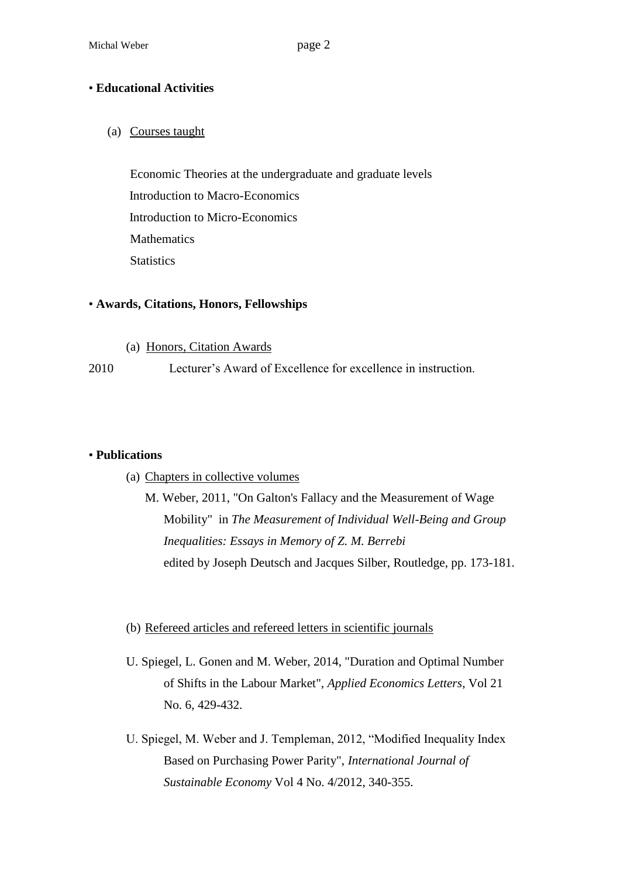• **Educational Activities**

(a) Courses taught

Economic Theories at the undergraduate and graduate levels
Introduction to Macro-Economics
Introduction to Micro-Economics
Mathematics
Statistics

• **Awards, Citations, Honors, Fellowships**

(a) Honors, Citation Awards

2010 Lecturer's Award of Excellence for excellence in instruction.

• **Publications**

(a) Chapters in collective volumes

M. Weber, 2011, "On Galton's Fallacy and the Measurement of Wage Mobility" in *The Measurement of Individual Well-Being and Group Inequalities: Essays in Memory of Z. M. Berrebi* edited by Joseph Deutsch and Jacques Silber, Routledge, pp. 173-181.

(b) Refereed articles and refereed letters in scientific journals

U. Spiegel, L. Gonen and M. Weber, 2014, "Duration and Optimal Number of Shifts in the Labour Market", *Applied Economics Letters*, Vol 21 No. 6, 429-432.

U. Spiegel, M. Weber and J. Templeman, 2012, "Modified Inequality Index Based on Purchasing Power Parity", *International Journal of Sustainable Economy* Vol 4 No. 4/2012, 340-355.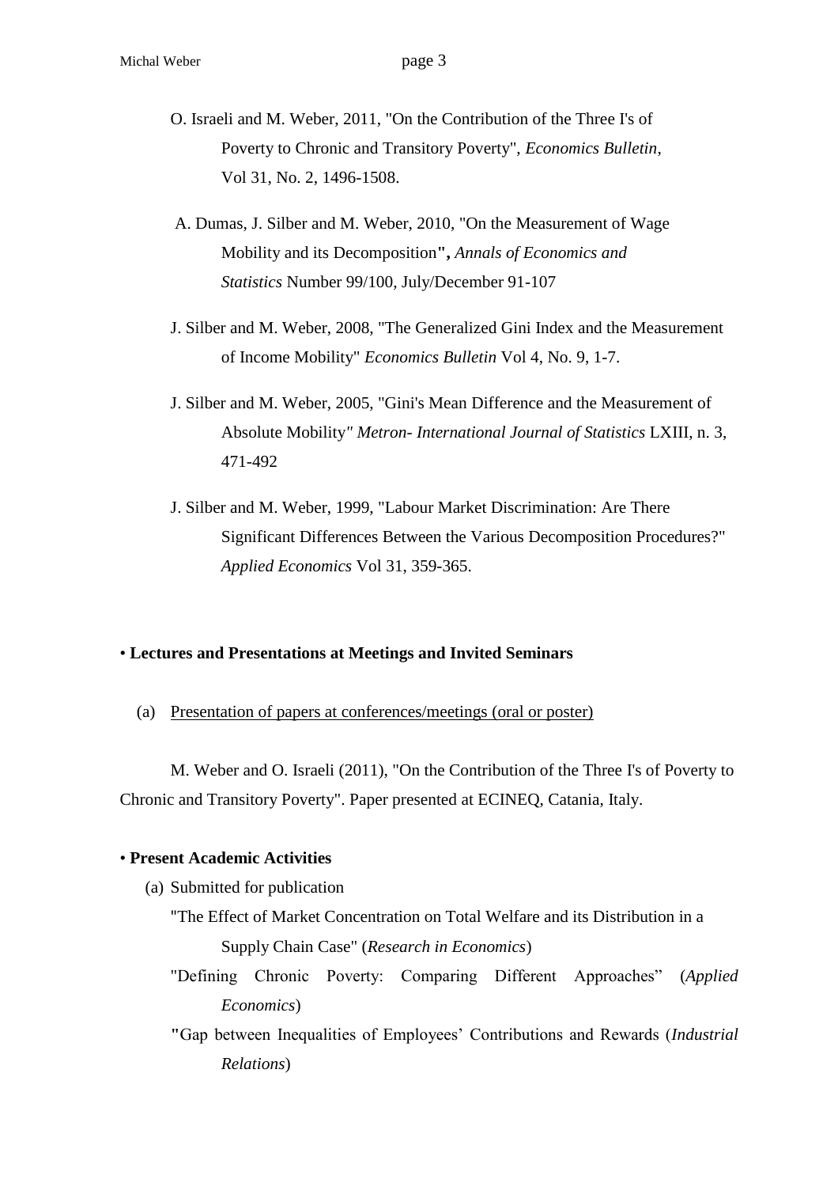O. Israeli and M. Weber, 2011, "On the Contribution of the Three I's of Poverty to Chronic and Transitory Poverty", *Economics Bulletin*, Vol 31, No. 2, 1496-1508.

A. Dumas, J. Silber and M. Weber, 2010, "On the Measurement of Wage Mobility and its Decomposition**",** *Annals of Economics and Statistics* Number 99/100, July/December 91-107

J. Silber and M. Weber, 2008, "The Generalized Gini Index and the Measurement of Income Mobility" *Economics Bulletin* Vol 4, No. 9, 1-7.

J. Silber and M. Weber, 2005, "Gini's Mean Difference and the Measurement of Absolute Mobility*" Metron- International Journal of Statistics* LXIII, n. 3, 471-492

J. Silber and M. Weber, 1999, "Labour Market Discrimination: Are There Significant Differences Between the Various Decomposition Procedures?" *Applied Economics* Vol 31, 359-365.

• **Lectures and Presentations at Meetings and Invited Seminars**

(a) Presentation of papers at conferences/meetings (oral or poster)

M. Weber and O. Israeli (2011), "On the Contribution of the Three I's of Poverty to Chronic and Transitory Poverty". Paper presented at ECINEQ, Catania, Italy.

• **Present Academic Activities**

(a) Submitted for publication

"The Effect of Market Concentration on Total Welfare and its Distribution in a Supply Chain Case" (*Research in Economics*)

"Defining Chronic Poverty: Comparing Different Approaches" (*Applied Economics*)

"Gap between Inequalities of Employees' Contributions and Rewards (*Industrial Relations*)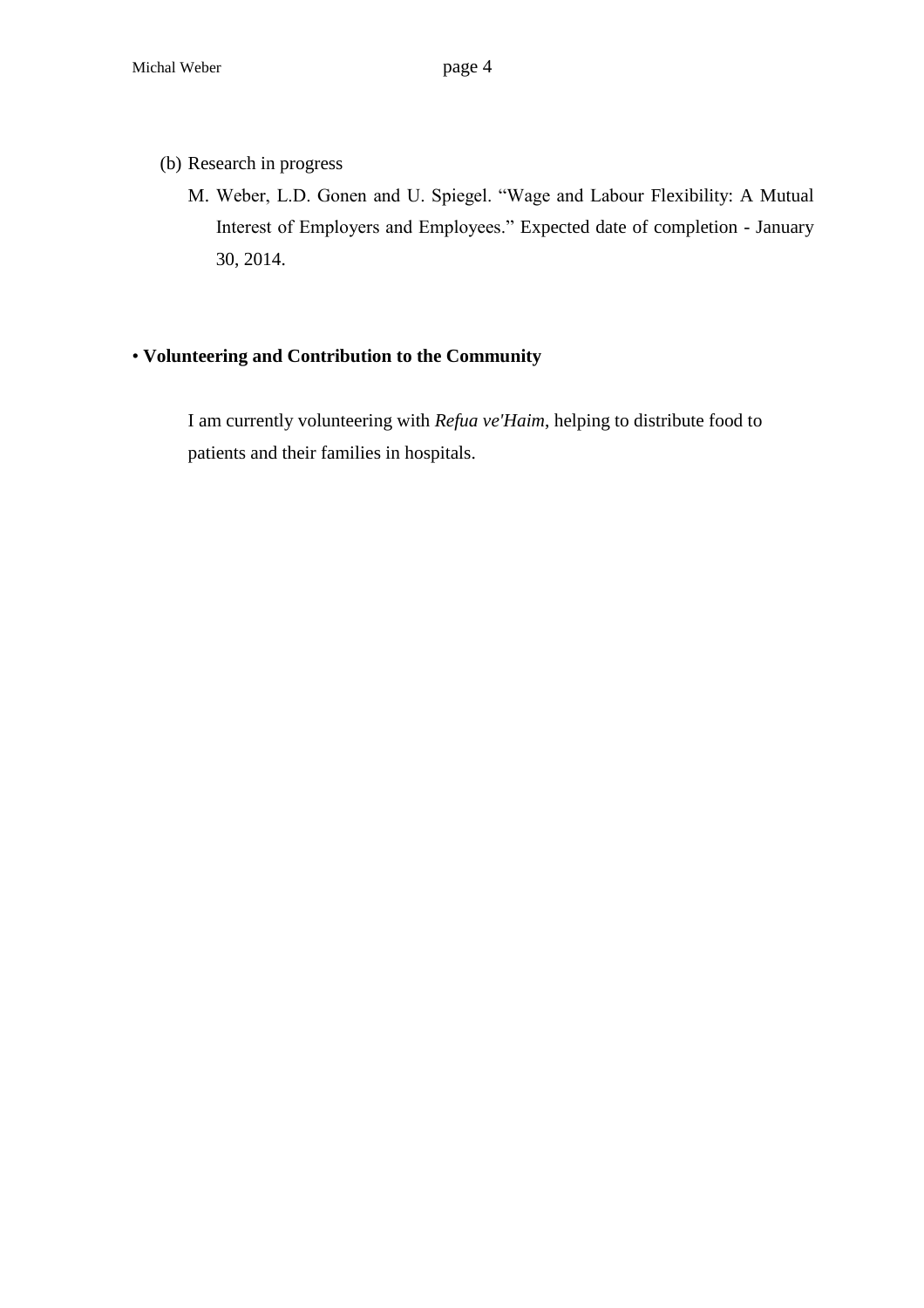(b) Research in progress

M. Weber, L.D. Gonen and U. Spiegel. "Wage and Labour Flexibility: A Mutual Interest of Employers and Employees." Expected date of completion - January 30, 2014.

• **Volunteering and Contribution to the Community**

I am currently volunteering with *Refua ve'Haim*, helping to distribute food to patients and their families in hospitals.